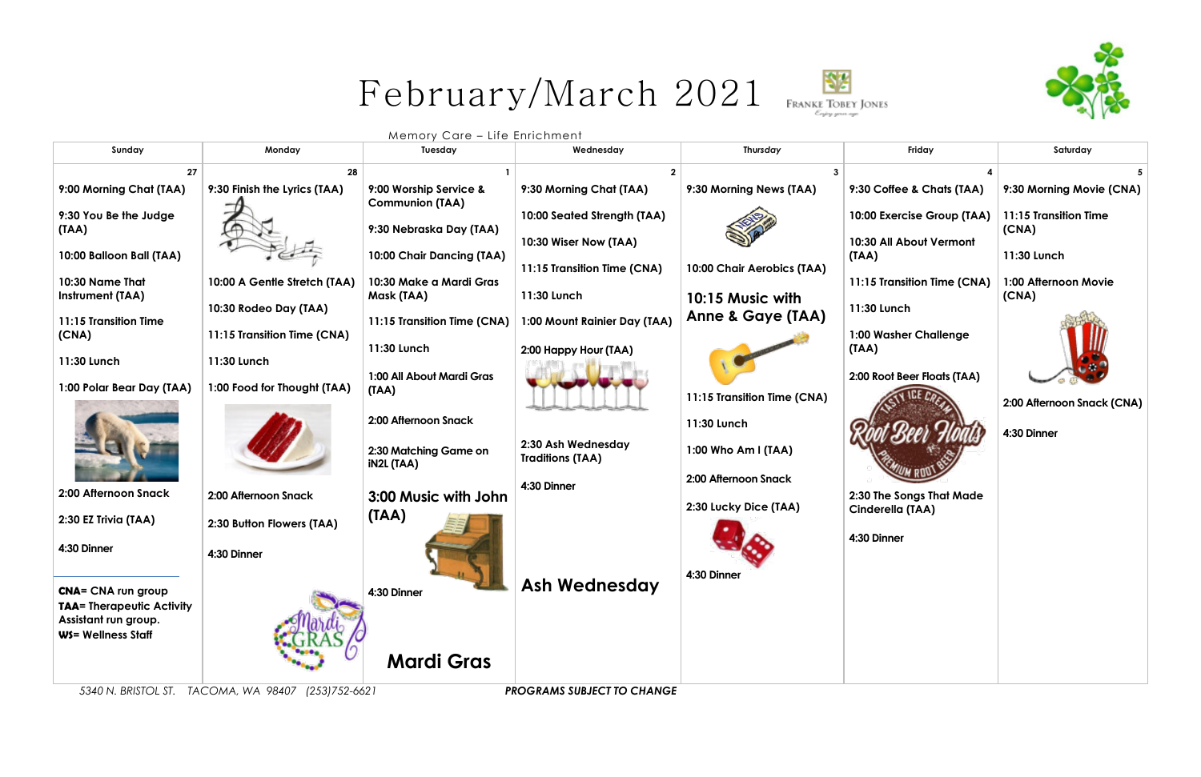# February/March 2021

Memory Care – Life Enrichment

| Sunday | Monday | Tuesday | Wednesday | Thursday | Friday | Saturday |
|---|---|---|---|---|---|---|
| **27** | **28** | **1** | **2** | **3** | **4** | **5** |
| 9:00 Morning Chat (TAA)<br>9:30 You Be the Judge (TAA)<br>10:00 Balloon Ball (TAA)<br>10:30 Name That Instrument (TAA)<br>11:15 Transition Time (CNA)<br>11:30 Lunch<br>1:00 Polar Bear Day (TAA)<br>2:00 Afternoon Snack<br>2:30 EZ Trivia (TAA)<br>4:30 Dinner | 9:30 Finish the Lyrics (TAA)<br>10:00 A Gentle Stretch (TAA)<br>10:30 Rodeo Day (TAA)<br>11:15 Transition Time (CNA)<br>11:30 Lunch<br>1:00 Food for Thought (TAA)<br>2:00 Afternoon Snack<br>2:30 Button Flowers (TAA)<br>4:30 Dinner | 9:00 Worship Service & Communion (TAA)<br>9:30 Nebraska Day (TAA)<br>10:00 Chair Dancing (TAA)<br>10:30 Make a Mardi Gras Mask (TAA)<br>11:15 Transition Time (CNA)<br>11:30 Lunch<br>1:00 All About Mardi Gras (TAA)<br>2:00 Afternoon Snack<br>2:30 Matching Game on iN2L (TAA)<br>3:00 Music with John (TAA)<br>4:30 Dinner<br>**Mardi Gras** | 9:30 Morning Chat (TAA)<br>10:00 Seated Strength (TAA)<br>10:30 Wiser Now (TAA)<br>11:15 Transition Time (CNA)<br>11:30 Lunch<br>1:00 Mount Rainier Day (TAA)<br>2:00 Happy Hour (TAA)<br>2:30 Ash Wednesday Traditions (TAA)<br>4:30 Dinner<br>**Ash Wednesday** | 9:30 Morning News (TAA)<br>10:00 Chair Aerobics (TAA)<br>10:15 Music with Anne & Gaye (TAA)<br>11:15 Transition Time (CNA)<br>11:30 Lunch<br>1:00 Who Am I (TAA)<br>2:00 Afternoon Snack<br>2:30 Lucky Dice (TAA)<br>4:30 Dinner | 9:30 Coffee & Chats (TAA)<br>10:00 Exercise Group (TAA)<br>10:30 All About Vermont (TAA)<br>11:15 Transition Time (CNA)<br>11:30 Lunch<br>1:00 Washer Challenge (TAA)<br>2:00 Root Beer Floats (TAA)<br>2:30 The Songs That Made Cinderella (TAA)<br>4:30 Dinner | 9:30 Morning Movie (CNA)<br>11:15 Transition Time (CNA)<br>11:30 Lunch<br>1:00 Afternoon Movie (CNA)<br>2:00 Afternoon Snack (CNA)<br>4:30 Dinner |

**CNA**= CNA run group
**TAA**= Therapeutic Activity Assistant run group.
**WS**= Wellness Staff

*5340 N. BRISTOL ST. TACOMA, WA 98407 (253)752-6621*

***PROGRAMS SUBJECT TO CHANGE***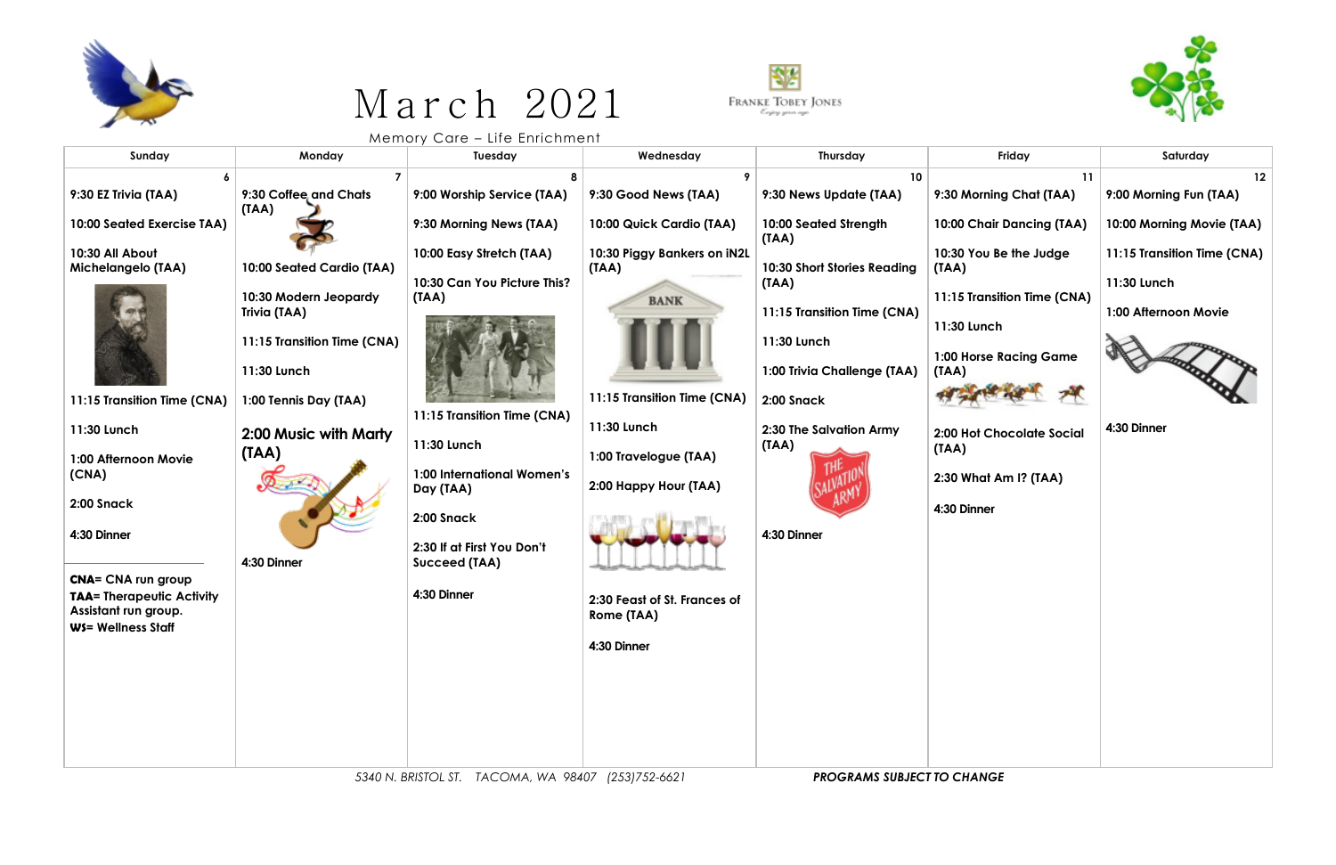# March 2021

Memory Care – Life Enrichment

FRANKE TOBEY JONES

| Sunday | Monday | Tuesday | Wednesday | Thursday | Friday | Saturday |
|---|---|---|---|---|---|---|
| 6 | 7 | 8 | 9 | 10 | 11 | 12 |
| 9:30 EZ Trivia (TAA)<br><br>10:00 Seated Exercise TAA)<br><br>10:30 All About Michelangelo (TAA)<br><br>11:15 Transition Time (CNA)<br><br>11:30 Lunch<br><br>1:00 Afternoon Movie (CNA)<br><br>2:00 Snack<br><br>4:30 Dinner<br><br>**CNA**= CNA run group<br>**TAA**= Therapeutic Activity Assistant run group.<br>**WS**= Wellness Staff | 9:30 Coffee and Chats (TAA)<br><br>10:00 Seated Cardio (TAA)<br><br>10:30 Modern Jeopardy Trivia (TAA)<br><br>11:15 Transition Time (CNA)<br><br>11:30 Lunch<br><br>1:00 Tennis Day (TAA)<br><br>2:00 Music with Marty (TAA)<br><br>4:30 Dinner | 9:00 Worship Service (TAA)<br><br>9:30 Morning News (TAA)<br><br>10:00 Easy Stretch (TAA)<br><br>10:30 Can You Picture This? (TAA)<br><br>11:15 Transition Time (CNA)<br><br>11:30 Lunch<br><br>1:00 International Women's Day (TAA)<br><br>2:00 Snack<br><br>2:30 If at First You Don't Succeed (TAA)<br><br>4:30 Dinner | 9:30 Good News (TAA)<br><br>10:00 Quick Cardio (TAA)<br><br>10:30 Piggy Bankers on iN2L (TAA)<br><br>11:15 Transition Time (CNA)<br><br>11:30 Lunch<br><br>1:00 Travelogue (TAA)<br><br>2:00 Happy Hour (TAA)<br><br>2:30 Feast of St. Frances of Rome (TAA)<br><br>4:30 Dinner | 9:30 News Update (TAA)<br><br>10:00 Seated Strength (TAA)<br><br>10:30 Short Stories Reading (TAA)<br><br>11:15 Transition Time (CNA)<br><br>11:30 Lunch<br><br>1:00 Trivia Challenge (TAA)<br><br>2:00 Snack<br><br>2:30 The Salvation Army (TAA)<br><br>4:30 Dinner | 9:30 Morning Chat (TAA)<br><br>10:00 Chair Dancing (TAA)<br><br>10:30 You Be the Judge (TAA)<br><br>11:15 Transition Time (CNA)<br><br>11:30 Lunch<br><br>1:00 Horse Racing Game (TAA)<br><br>2:00 Hot Chocolate Social (TAA)<br><br>2:30 What Am I? (TAA)<br><br>4:30 Dinner | 9:00 Morning Fun (TAA)<br><br>10:00 Morning Movie (TAA)<br><br>11:15 Transition Time (CNA)<br><br>11:30 Lunch<br><br>1:00 Afternoon Movie<br><br>4:30 Dinner |

*5340 N. BRISTOL ST. TACOMA, WA 98407 (253)752-6621*

***PROGRAMS SUBJECT TO CHANGE***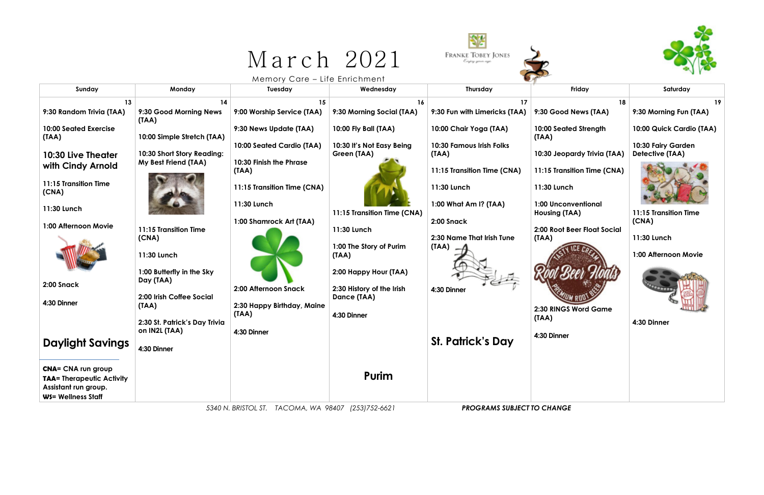# March 2021

Memory Care – Life Enrichment

FRANKE TOBEY JONES

| Sunday | Monday | Tuesday | Wednesday | Thursday | Friday | Saturday |
|---|---|---|---|---|---|---|
| 13<br>9:30 Random Trivia (TAA)<br>10:00 Seated Exercise (TAA)<br>**10:30 Live Theater with Cindy Arnold**<br>11:15 Transition Time (CNA)<br>11:30 Lunch<br>1:00 Afternoon Movie<br>2:00 Snack<br>4:30 Dinner<br>**Daylight Savings** | 14<br>9:30 Good Morning News (TAA)<br>10:00 Simple Stretch (TAA)<br>10:30 Short Story Reading: My Best Friend (TAA)<br>11:15 Transition Time (CNA)<br>11:30 Lunch<br>1:00 Butterfly in the Sky Day (TAA)<br>2:00 Irish Coffee Social (TAA)<br>2:30 St. Patrick's Day Trivia on IN2L (TAA)<br>4:30 Dinner | 15<br>9:00 Worship Service (TAA)<br>9:30 News Update (TAA)<br>10:00 Seated Cardio (TAA)<br>10:30 Finish the Phrase (TAA)<br>11:15 Transition Time (CNA)<br>11:30 Lunch<br>1:00 Shamrock Art (TAA)<br>2:00 Afternoon Snack<br>2:30 Happy Birthday, Maine (TAA)<br>4:30 Dinner | 16<br>9:30 Morning Social (TAA)<br>10:00 Fly Ball (TAA)<br>10:30 It's Not Easy Being Green (TAA)<br>11:15 Transition Time (CNA)<br>11:30 Lunch<br>1:00 The Story of Purim (TAA)<br>2:00 Happy Hour (TAA)<br>2:30 History of the Irish Dance (TAA)<br>4:30 Dinner<br>**Purim** | 17<br>9:30 Fun with Limericks (TAA)<br>10:00 Chair Yoga (TAA)<br>10:30 Famous Irish Folks (TAA)<br>11:15 Transition Time (CNA)<br>11:30 Lunch<br>1:00 What Am I? (TAA)<br>2:00 Snack<br>2:30 Name That Irish Tune (TAA)<br>4:30 Dinner<br>**St. Patrick's Day** | 18<br>9:30 Good News (TAA)<br>10:00 Seated Strength (TAA)<br>10:30 Jeopardy Trivia (TAA)<br>11:15 Transition Time (CNA)<br>11:30 Lunch<br>1:00 Unconventional Housing (TAA)<br>2:00 Root Beer Float Social (TAA)<br>2:30 RINGS Word Game (TAA)<br>4:30 Dinner | 19<br>9:30 Morning Fun (TAA)<br>10:00 Quick Cardio (TAA)<br>10:30 Fairy Garden Detective (TAA)<br>11:15 Transition Time (CNA)<br>11:30 Lunch<br>1:00 Afternoon Movie<br>4:30 Dinner |

**CNA**= CNA run group
**TAA**= Therapeutic Activity Assistant run group.
**WS**= Wellness Staff

*5340 N. BRISTOL ST. TACOMA, WA 98407 (253)752-6621*

***PROGRAMS SUBJECT TO CHANGE***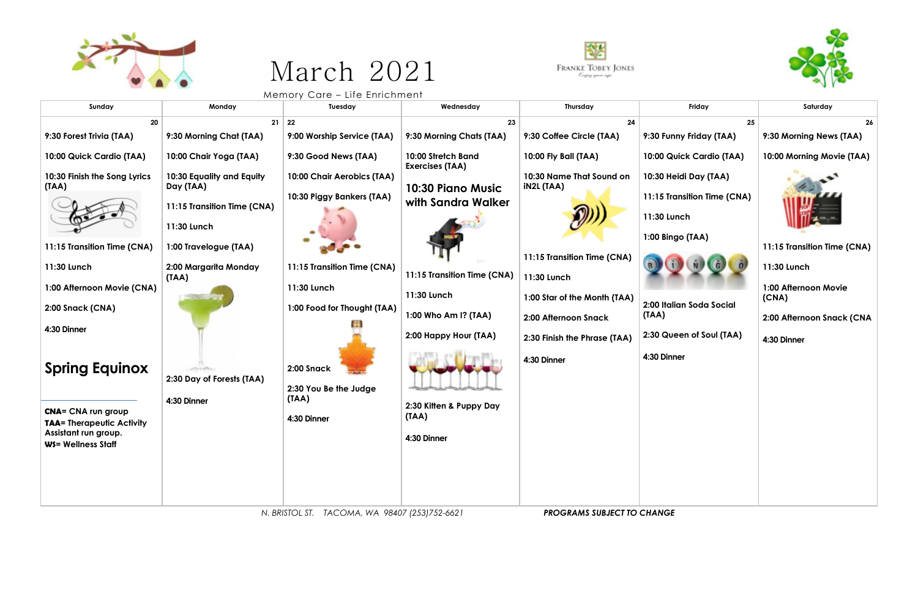# March 2021

Memory Care – Life Enrichment

FRANKE TOBEY JONES

| Sunday | Monday | Tuesday | Wednesday | Thursday | Friday | Saturday |
|---|---|---|---|---|---|---|
| 20 | 21 | 22 | 23 | 24 | 25 | 26 |
| 9:30 Forest Trivia (TAA)<br><br>10:00 Quick Cardio (TAA)<br><br>10:30 Finish the Song Lyrics (TAA)<br><br>11:15 Transition Time (CNA)<br><br>11:30 Lunch<br><br>1:00 Afternoon Movie (CNA)<br><br>2:00 Snack (CNA)<br><br>4:30 Dinner<br><br>**Spring Equinox**<br><br>**CNA**= CNA run group<br>**TAA**= Therapeutic Activity Assistant run group.<br>**WS**= Wellness Staff | 9:30 Morning Chat (TAA)<br><br>10:00 Chair Yoga (TAA)<br><br>10:30 Equality and Equity Day (TAA)<br><br>11:15 Transition Time (CNA)<br><br>11:30 Lunch<br><br>1:00 Travelogue (TAA)<br><br>2:00 Margarita Monday (TAA)<br><br>2:30 Day of Forests (TAA)<br><br>4:30 Dinner | 9:00 Worship Service (TAA)<br><br>9:30 Good News (TAA)<br><br>10:00 Chair Aerobics (TAA)<br><br>10:30 Piggy Bankers (TAA)<br><br>11:15 Transition Time (CNA)<br><br>11:30 Lunch<br><br>1:00 Food for Thought (TAA)<br><br>2:00 Snack<br><br>2:30 You Be the Judge (TAA)<br><br>4:30 Dinner | 9:30 Morning Chats (TAA)<br><br>10:00 Stretch Band Exercises (TAA)<br><br>**10:30 Piano Music with Sandra Walker**<br><br>11:15 Transition Time (CNA)<br><br>11:30 Lunch<br><br>1:00 Who Am I? (TAA)<br><br>2:00 Happy Hour (TAA)<br><br>2:30 Kitten & Puppy Day (TAA)<br><br>4:30 Dinner | 9:30 Coffee Circle (TAA)<br><br>10:00 Fly Ball (TAA)<br><br>10:30 Name That Sound on iN2L (TAA)<br><br>11:15 Transition Time (CNA)<br><br>11:30 Lunch<br><br>1:00 Star of the Month (TAA)<br><br>2:00 Afternoon Snack<br><br>2:30 Finish the Phrase (TAA)<br><br>4:30 Dinner | 9:30 Funny Friday (TAA)<br><br>10:00 Quick Cardio (TAA)<br><br>10:30 Heidi Day (TAA)<br><br>11:15 Transition Time (CNA)<br><br>11:30 Lunch<br><br>1:00 Bingo (TAA)<br><br>2:00 Italian Soda Social (TAA)<br><br>2:30 Queen of Soul (TAA)<br><br>4:30 Dinner | 9:30 Morning News (TAA)<br><br>10:00 Morning Movie (TAA)<br><br>11:15 Transition Time (CNA)<br><br>11:30 Lunch<br><br>1:00 Afternoon Movie (CNA)<br><br>2:00 Afternoon Snack (CNA<br><br>4:30 Dinner |

*N. BRISTOL ST. TACOMA, WA 98407 (253)752-6621* ***PROGRAMS SUBJECT TO CHANGE***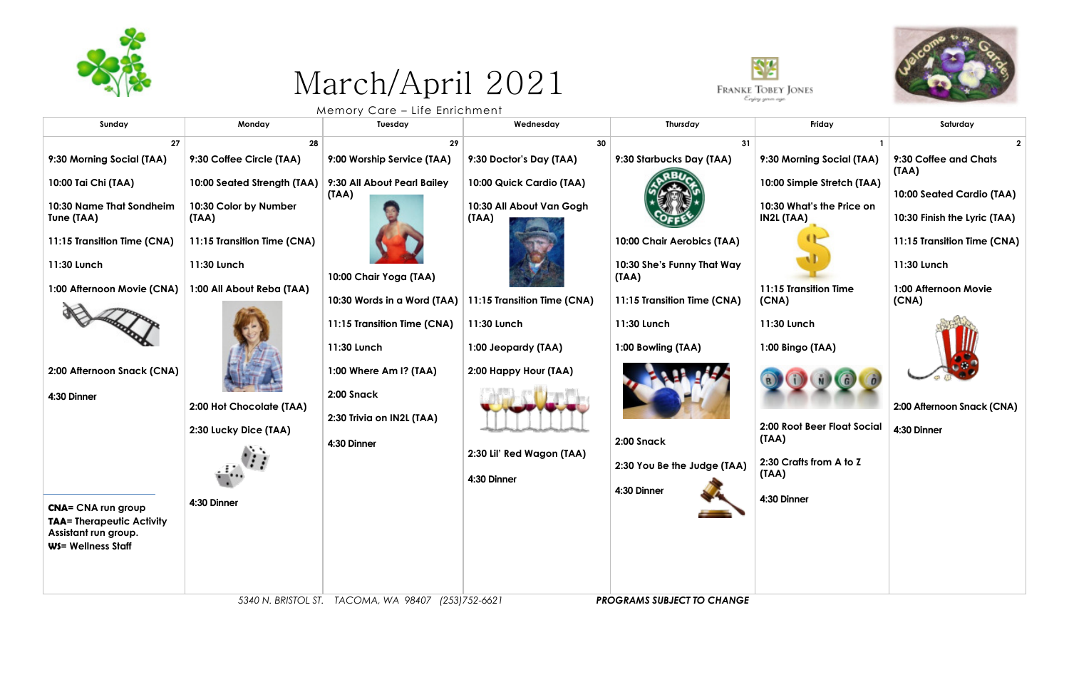# March/April 2021

Memory Care – Life Enrichment

FRANKE TOBEY JONES

| Sunday | Monday | Tuesday | Wednesday | Thursday | Friday | Saturday |
|---|---|---|---|---|---|---|
| 27 | 28 | 29 | 30 | 31 | 1 | 2 |
| 9:30 Morning Social (TAA) | 9:30 Coffee Circle (TAA) | 9:00 Worship Service (TAA) | 9:30 Doctor's Day (TAA) | 9:30 Starbucks Day (TAA) | 9:30 Morning Social (TAA) | 9:30 Coffee and Chats (TAA) |
| 10:00 Tai Chi (TAA) | 10:00 Seated Strength (TAA) | 9:30 All About Pearl Bailey (TAA) | 10:00 Quick Cardio (TAA) | 10:00 Chair Aerobics (TAA) | 10:00 Simple Stretch (TAA) | 10:00 Seated Cardio (TAA) |
| 10:30 Name That Sondheim Tune (TAA) | 10:30 Color by Number (TAA) | 10:00 Chair Yoga (TAA) | 10:30 All About Van Gogh (TAA) | 10:30 She's Funny That Way (TAA) | 10:30 What's the Price on IN2L (TAA) | 10:30 Finish the Lyric (TAA) |
| 11:15 Transition Time (CNA) | 11:15 Transition Time (CNA) | 10:30 Words in a Word (TAA) | 11:15 Transition Time (CNA) | 11:15 Transition Time (CNA) | 11:15 Transition Time (CNA) | 11:15 Transition Time (CNA) |
| 11:30 Lunch | 11:30 Lunch | 11:15 Transition Time (CNA) | 11:30 Lunch | 11:30 Lunch | 11:30 Lunch | 11:30 Lunch |
| 1:00 Afternoon Movie (CNA) | 1:00 All About Reba (TAA) | 11:30 Lunch | 1:00 Jeopardy (TAA) | 1:00 Bowling (TAA) | 1:00 Bingo (TAA) | 1:00 Afternoon Movie (CNA) |
| 2:00 Afternoon Snack (CNA) | 2:00 Hot Chocolate (TAA) | 1:00 Where Am I? (TAA) | 2:00 Happy Hour (TAA) | 2:00 Snack | 2:00 Root Beer Float Social (TAA) | 2:00 Afternoon Snack (CNA) |
| 4:30 Dinner | 2:30 Lucky Dice (TAA) | 2:00 Snack | 2:30 Lil' Red Wagon (TAA) | 2:30 You Be the Judge (TAA) | 2:30 Crafts from A to Z (TAA) | 4:30 Dinner |
| | 4:30 Dinner | 2:30 Trivia on IN2L (TAA) | 4:30 Dinner | 4:30 Dinner | 4:30 Dinner | |
| | | 4:30 Dinner | | | | |

**CNA**= CNA run group
**TAA**= Therapeutic Activity Assistant run group.
**WS**= Wellness Staff

*5340 N. BRISTOL ST. TACOMA, WA 98407 (253)752-6621*

***PROGRAMS SUBJECT TO CHANGE***